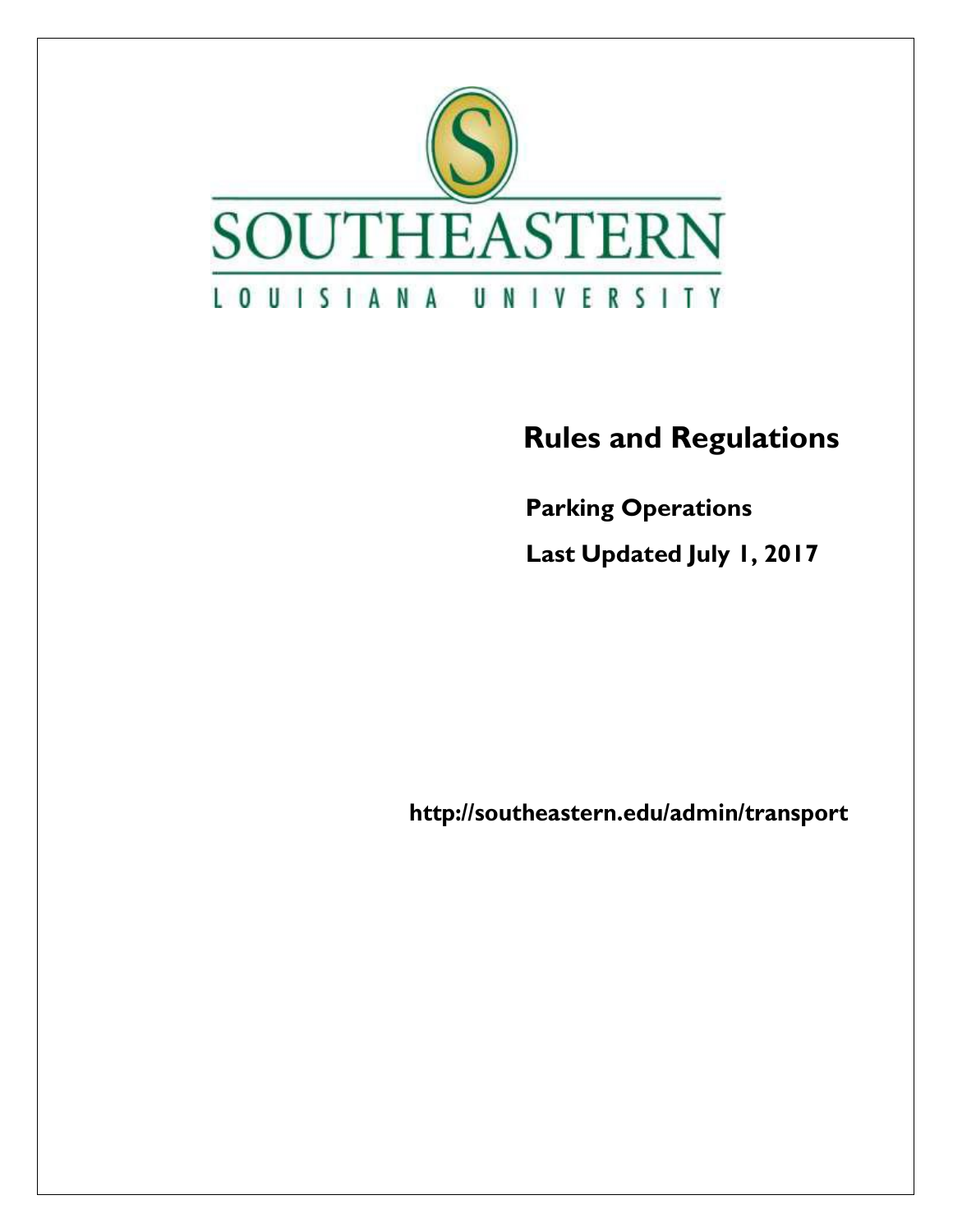SOUTHEASTERN

LOUISIANA UNIVERSITY

# Rules and Regulations

**Parking Operations**

**Last Updated July 1, 2017**

**http://southeastern.edu/admin/transport**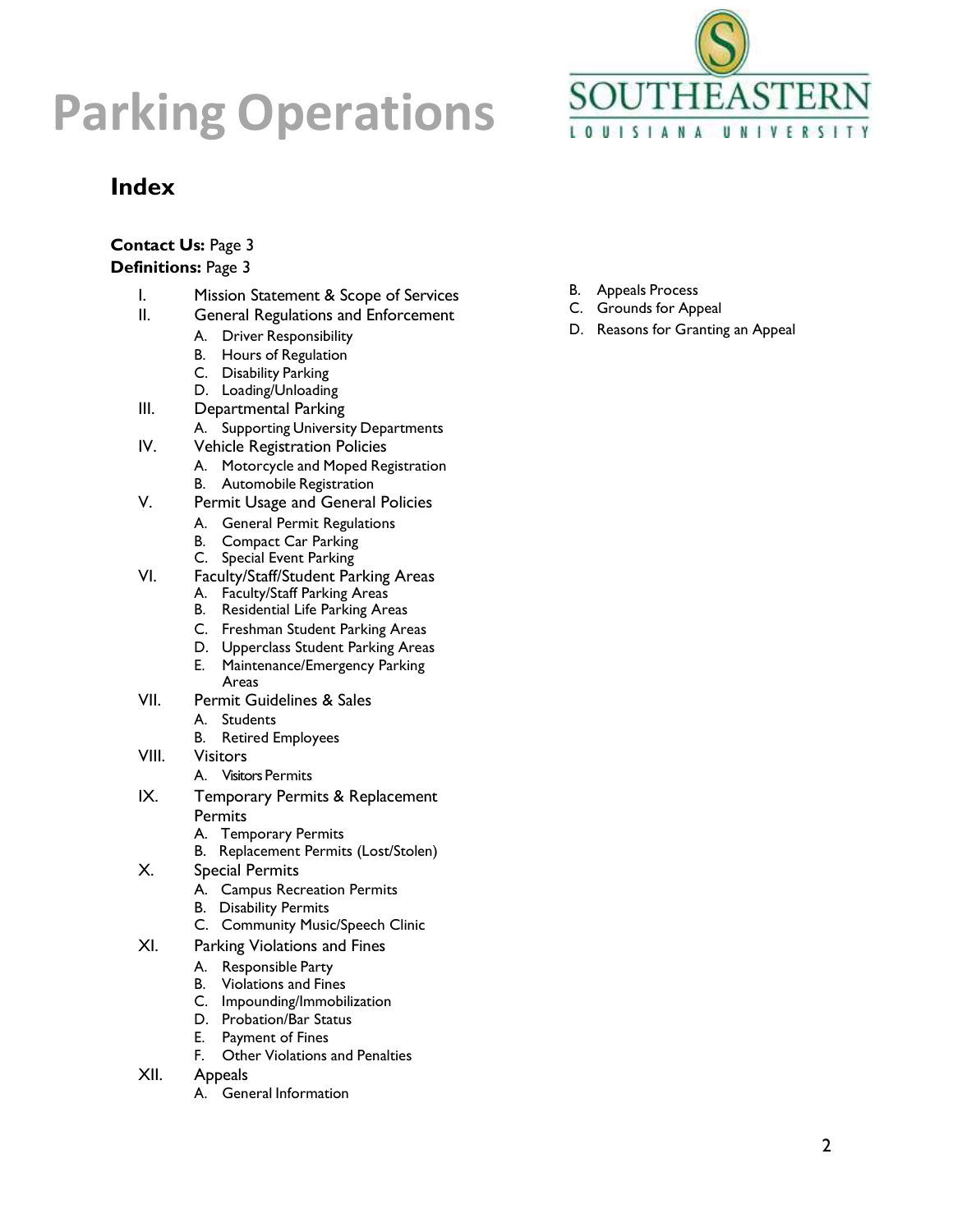# Parking Operations

## Index

**Contact Us:** Page 3
**Definitions:** Page 3

- I. Mission Statement & Scope of Services
- II. General Regulations and Enforcement
  - A. Driver Responsibility
  - B. Hours of Regulation
  - C. Disability Parking
  - D. Loading/Unloading
- III. Departmental Parking
  - A. Supporting University Departments
- IV. Vehicle Registration Policies
  - A. Motorcycle and Moped Registration
  - B. Automobile Registration
- V. Permit Usage and General Policies
  - A. General Permit Regulations
  - B. Compact Car Parking
  - C. Special Event Parking
- VI. Faculty/Staff/Student Parking Areas
  - A. Faculty/Staff Parking Areas
  - B. Residential Life Parking Areas
  - C. Freshman Student Parking Areas
  - D. Upperclass Student Parking Areas
  - E. Maintenance/Emergency Parking Areas
- VII. Permit Guidelines & Sales
  - A. Students
  - B. Retired Employees
- VIII. Visitors
  - A. Visitors Permits
- IX. Temporary Permits & Replacement Permits
  - A. Temporary Permits
  - B. Replacement Permits (Lost/Stolen)
- X. Special Permits
  - A. Campus Recreation Permits
  - B. Disability Permits
  - C. Community Music/Speech Clinic
- XI. Parking Violations and Fines
  - A. Responsible Party
  - B. Violations and Fines
  - C. Impounding/Immobilization
  - D. Probation/Bar Status
  - E. Payment of Fines
  - F. Other Violations and Penalties
- XII. Appeals
  - A. General Information
  - B. Appeals Process
  - C. Grounds for Appeal
  - D. Reasons for Granting an Appeal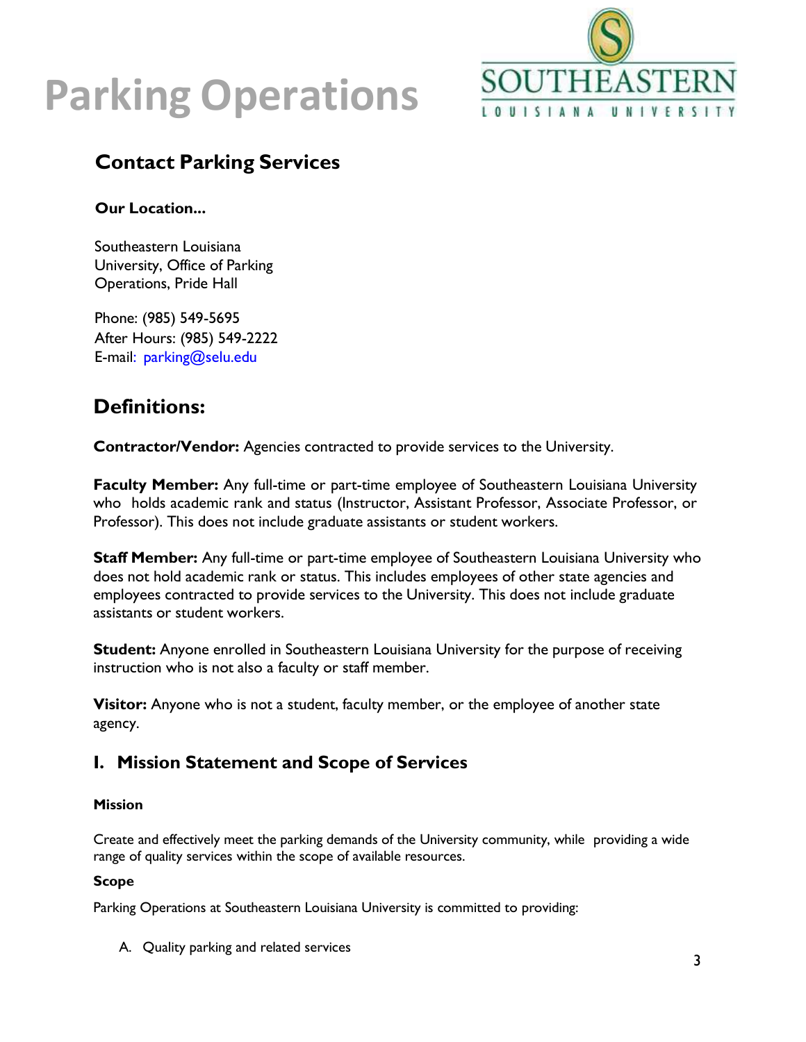# Parking Operations

## Contact Parking Services

### Our Location...

Southeastern Louisiana University, Office of Parking Operations, Pride Hall

Phone: (985) 549-5695
After Hours: (985) 549-2222
E-mail: parking@selu.edu

## Definitions:

**Contractor/Vendor:** Agencies contracted to provide services to the University.

**Faculty Member:** Any full-time or part-time employee of Southeastern Louisiana University who holds academic rank and status (Instructor, Assistant Professor, Associate Professor, or Professor). This does not include graduate assistants or student workers.

**Staff Member:** Any full-time or part-time employee of Southeastern Louisiana University who does not hold academic rank or status. This includes employees of other state agencies and employees contracted to provide services to the University. This does not include graduate assistants or student workers.

**Student:** Anyone enrolled in Southeastern Louisiana University for the purpose of receiving instruction who is not also a faculty or staff member.

**Visitor:** Anyone who is not a student, faculty member, or the employee of another state agency.

## I. Mission Statement and Scope of Services

### Mission

Create and effectively meet the parking demands of the University community, while providing a wide range of quality services within the scope of available resources.

### Scope

Parking Operations at Southeastern Louisiana University is committed to providing:

A. Quality parking and related services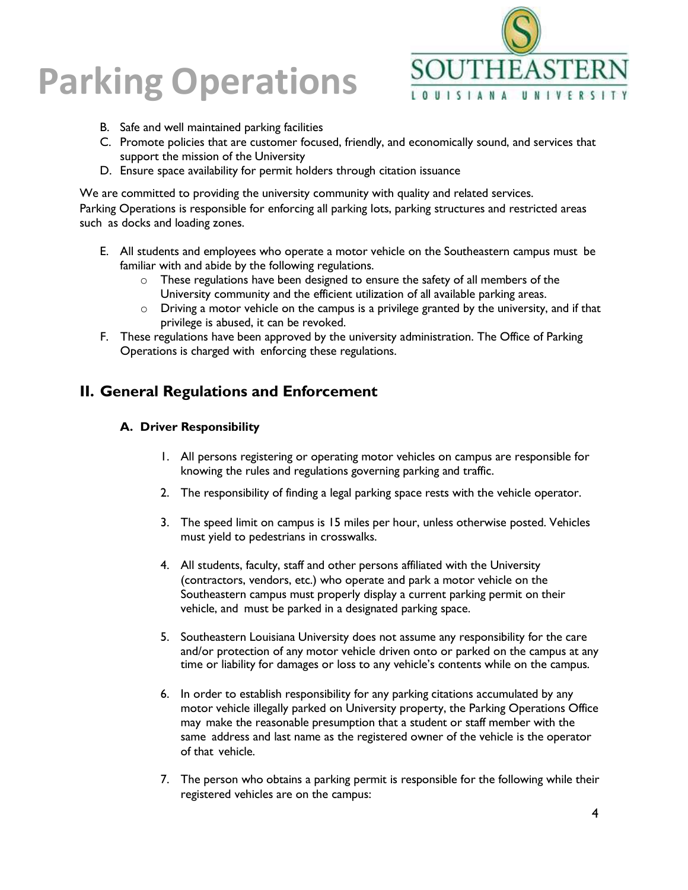B. Safe and well maintained parking facilities
C. Promote policies that are customer focused, friendly, and economically sound, and services that support the mission of the University
D. Ensure space availability for permit holders through citation issuance

We are committed to providing the university community with quality and related services. Parking Operations is responsible for enforcing all parking lots, parking structures and restricted areas such as docks and loading zones.

E. All students and employees who operate a motor vehicle on the Southeastern campus must be familiar with and abide by the following regulations.
   - These regulations have been designed to ensure the safety of all members of the University community and the efficient utilization of all available parking areas.
   - Driving a motor vehicle on the campus is a privilege granted by the university, and if that privilege is abused, it can be revoked.
F. These regulations have been approved by the university administration. The Office of Parking Operations is charged with enforcing these regulations.

## II. General Regulations and Enforcement

### A. Driver Responsibility

1. All persons registering or operating motor vehicles on campus are responsible for knowing the rules and regulations governing parking and traffic.
2. The responsibility of finding a legal parking space rests with the vehicle operator.
3. The speed limit on campus is 15 miles per hour, unless otherwise posted. Vehicles must yield to pedestrians in crosswalks.
4. All students, faculty, staff and other persons affiliated with the University (contractors, vendors, etc.) who operate and park a motor vehicle on the Southeastern campus must properly display a current parking permit on their vehicle, and must be parked in a designated parking space.
5. Southeastern Louisiana University does not assume any responsibility for the care and/or protection of any motor vehicle driven onto or parked on the campus at any time or liability for damages or loss to any vehicle's contents while on the campus.
6. In order to establish responsibility for any parking citations accumulated by any motor vehicle illegally parked on University property, the Parking Operations Office may make the reasonable presumption that a student or staff member with the same address and last name as the registered owner of the vehicle is the operator of that vehicle.
7. The person who obtains a parking permit is responsible for the following while their registered vehicles are on the campus: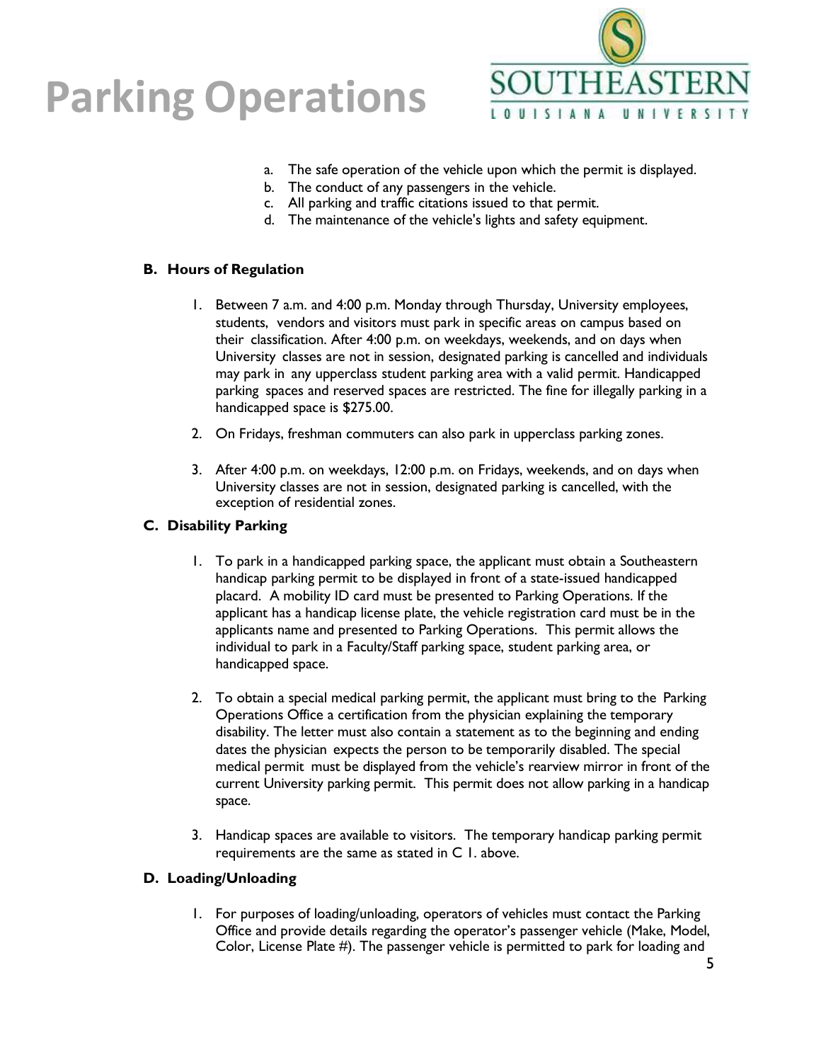a. The safe operation of the vehicle upon which the permit is displayed.
b. The conduct of any passengers in the vehicle.
c. All parking and traffic citations issued to that permit.
d. The maintenance of the vehicle's lights and safety equipment.

### B. Hours of Regulation

1. Between 7 a.m. and 4:00 p.m. Monday through Thursday, University employees, students, vendors and visitors must park in specific areas on campus based on their classification. After 4:00 p.m. on weekdays, weekends, and on days when University classes are not in session, designated parking is cancelled and individuals may park in any upperclass student parking area with a valid permit. Handicapped parking spaces and reserved spaces are restricted. The fine for illegally parking in a handicapped space is $275.00.

2. On Fridays, freshman commuters can also park in upperclass parking zones.

3. After 4:00 p.m. on weekdays, 12:00 p.m. on Fridays, weekends, and on days when University classes are not in session, designated parking is cancelled, with the exception of residential zones.

### C. Disability Parking

1. To park in a handicapped parking space, the applicant must obtain a Southeastern handicap parking permit to be displayed in front of a state-issued handicapped placard. A mobility ID card must be presented to Parking Operations. If the applicant has a handicap license plate, the vehicle registration card must be in the applicants name and presented to Parking Operations. This permit allows the individual to park in a Faculty/Staff parking space, student parking area, or handicapped space.

2. To obtain a special medical parking permit, the applicant must bring to the Parking Operations Office a certification from the physician explaining the temporary disability. The letter must also contain a statement as to the beginning and ending dates the physician expects the person to be temporarily disabled. The special medical permit must be displayed from the vehicle's rearview mirror in front of the current University parking permit. This permit does not allow parking in a handicap space.

3. Handicap spaces are available to visitors. The temporary handicap parking permit requirements are the same as stated in C 1. above.

### D. Loading/Unloading

1. For purposes of loading/unloading, operators of vehicles must contact the Parking Office and provide details regarding the operator's passenger vehicle (Make, Model, Color, License Plate #). The passenger vehicle is permitted to park for loading and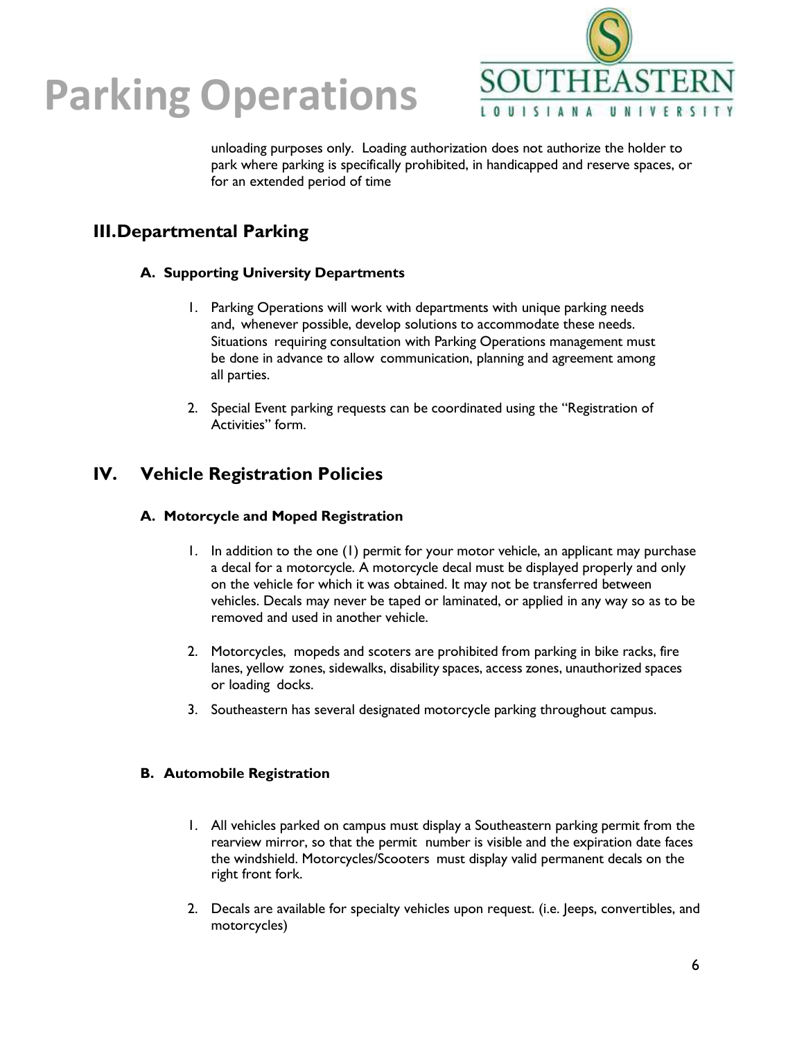unloading purposes only. Loading authorization does not authorize the holder to park where parking is specifically prohibited, in handicapped and reserve spaces, or for an extended period of time

## III. Departmental Parking

### A. Supporting University Departments

1. Parking Operations will work with departments with unique parking needs and, whenever possible, develop solutions to accommodate these needs. Situations requiring consultation with Parking Operations management must be done in advance to allow communication, planning and agreement among all parties.

2. Special Event parking requests can be coordinated using the "Registration of Activities" form.

## IV. Vehicle Registration Policies

### A. Motorcycle and Moped Registration

1. In addition to the one (1) permit for your motor vehicle, an applicant may purchase a decal for a motorcycle. A motorcycle decal must be displayed properly and only on the vehicle for which it was obtained. It may not be transferred between vehicles. Decals may never be taped or laminated, or applied in any way so as to be removed and used in another vehicle.

2. Motorcycles, mopeds and scoters are prohibited from parking in bike racks, fire lanes, yellow zones, sidewalks, disability spaces, access zones, unauthorized spaces or loading docks.

3. Southeastern has several designated motorcycle parking throughout campus.

### B. Automobile Registration

1. All vehicles parked on campus must display a Southeastern parking permit from the rearview mirror, so that the permit number is visible and the expiration date faces the windshield. Motorcycles/Scooters must display valid permanent decals on the right front fork.

2. Decals are available for specialty vehicles upon request. (i.e. Jeeps, convertibles, and motorcycles)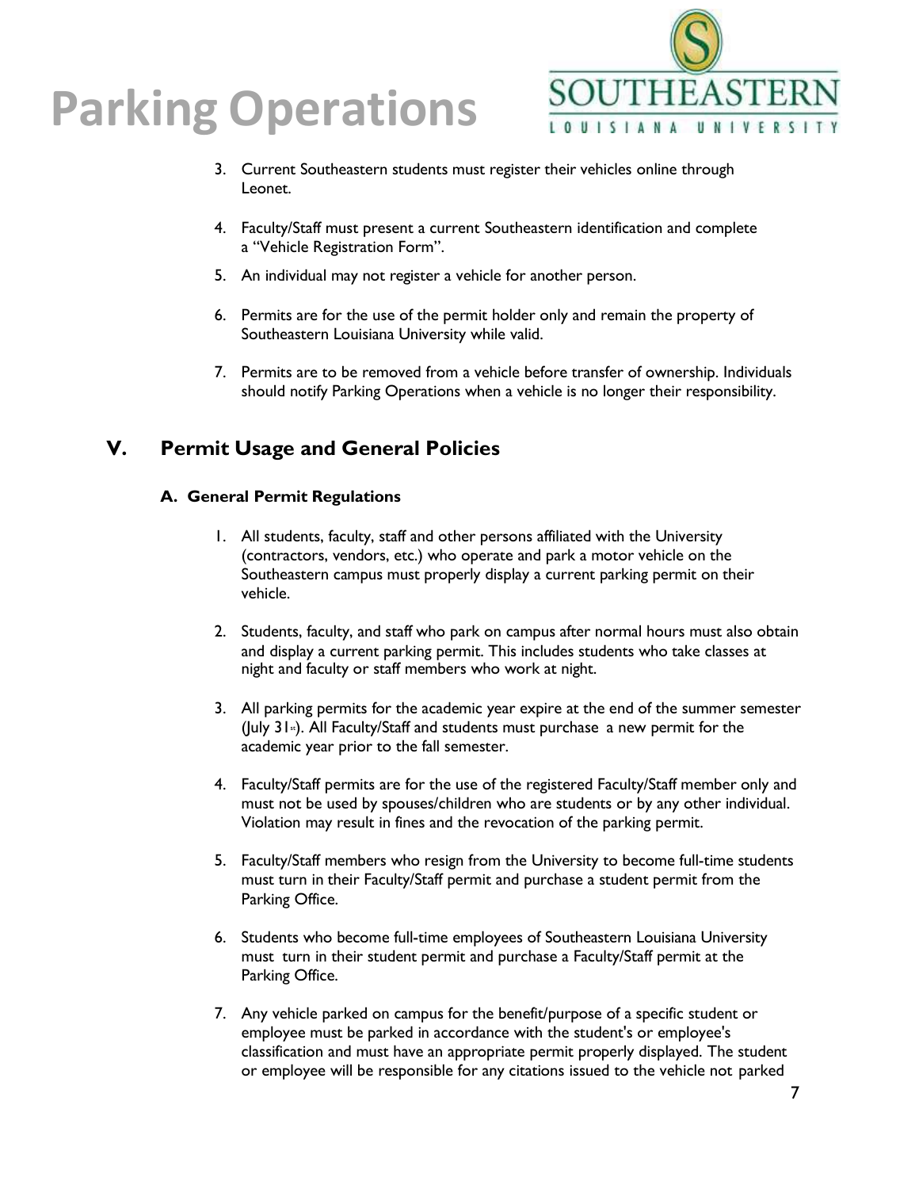3. Current Southeastern students must register their vehicles online through Leonet.

4. Faculty/Staff must present a current Southeastern identification and complete a "Vehicle Registration Form".

5. An individual may not register a vehicle for another person.

6. Permits are for the use of the permit holder only and remain the property of Southeastern Louisiana University while valid.

7. Permits are to be removed from a vehicle before transfer of ownership. Individuals should notify Parking Operations when a vehicle is no longer their responsibility.

## V. Permit Usage and General Policies

### A. General Permit Regulations

1. All students, faculty, staff and other persons affiliated with the University (contractors, vendors, etc.) who operate and park a motor vehicle on the Southeastern campus must properly display a current parking permit on their vehicle.

2. Students, faculty, and staff who park on campus after normal hours must also obtain and display a current parking permit. This includes students who take classes at night and faculty or staff members who work at night.

3. All parking permits for the academic year expire at the end of the summer semester (July 31st). All Faculty/Staff and students must purchase a new permit for the academic year prior to the fall semester.

4. Faculty/Staff permits are for the use of the registered Faculty/Staff member only and must not be used by spouses/children who are students or by any other individual. Violation may result in fines and the revocation of the parking permit.

5. Faculty/Staff members who resign from the University to become full-time students must turn in their Faculty/Staff permit and purchase a student permit from the Parking Office.

6. Students who become full-time employees of Southeastern Louisiana University must turn in their student permit and purchase a Faculty/Staff permit at the Parking Office.

7. Any vehicle parked on campus for the benefit/purpose of a specific student or employee must be parked in accordance with the student's or employee's classification and must have an appropriate permit properly displayed. The student or employee will be responsible for any citations issued to the vehicle not parked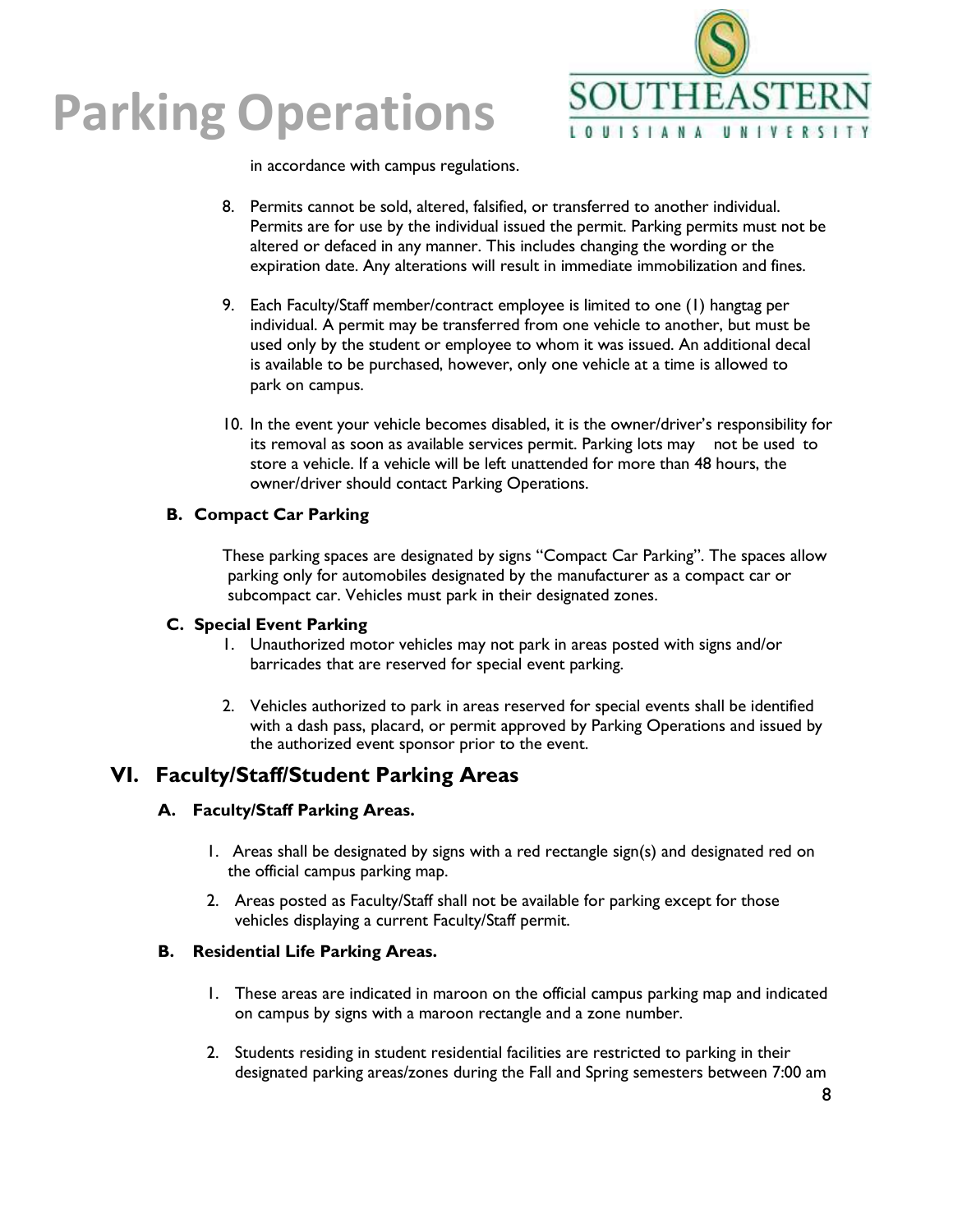in accordance with campus regulations.

8. Permits cannot be sold, altered, falsified, or transferred to another individual. Permits are for use by the individual issued the permit. Parking permits must not be altered or defaced in any manner. This includes changing the wording or the expiration date. Any alterations will result in immediate immobilization and fines.

9. Each Faculty/Staff member/contract employee is limited to one (1) hangtag per individual. A permit may be transferred from one vehicle to another, but must be used only by the student or employee to whom it was issued. An additional decal is available to be purchased, however, only one vehicle at a time is allowed to park on campus.

10. In the event your vehicle becomes disabled, it is the owner/driver's responsibility for its removal as soon as available services permit. Parking lots may not be used to store a vehicle. If a vehicle will be left unattended for more than 48 hours, the owner/driver should contact Parking Operations.

### B. Compact Car Parking

These parking spaces are designated by signs "Compact Car Parking". The spaces allow parking only for automobiles designated by the manufacturer as a compact car or subcompact car. Vehicles must park in their designated zones.

### C. Special Event Parking

1. Unauthorized motor vehicles may not park in areas posted with signs and/or barricades that are reserved for special event parking.

2. Vehicles authorized to park in areas reserved for special events shall be identified with a dash pass, placard, or permit approved by Parking Operations and issued by the authorized event sponsor prior to the event.

## VI. Faculty/Staff/Student Parking Areas

### A. Faculty/Staff Parking Areas.

1. Areas shall be designated by signs with a red rectangle sign(s) and designated red on the official campus parking map.
2. Areas posted as Faculty/Staff shall not be available for parking except for those vehicles displaying a current Faculty/Staff permit.

### B. Residential Life Parking Areas.

1. These areas are indicated in maroon on the official campus parking map and indicated on campus by signs with a maroon rectangle and a zone number.

2. Students residing in student residential facilities are restricted to parking in their designated parking areas/zones during the Fall and Spring semesters between 7:00 am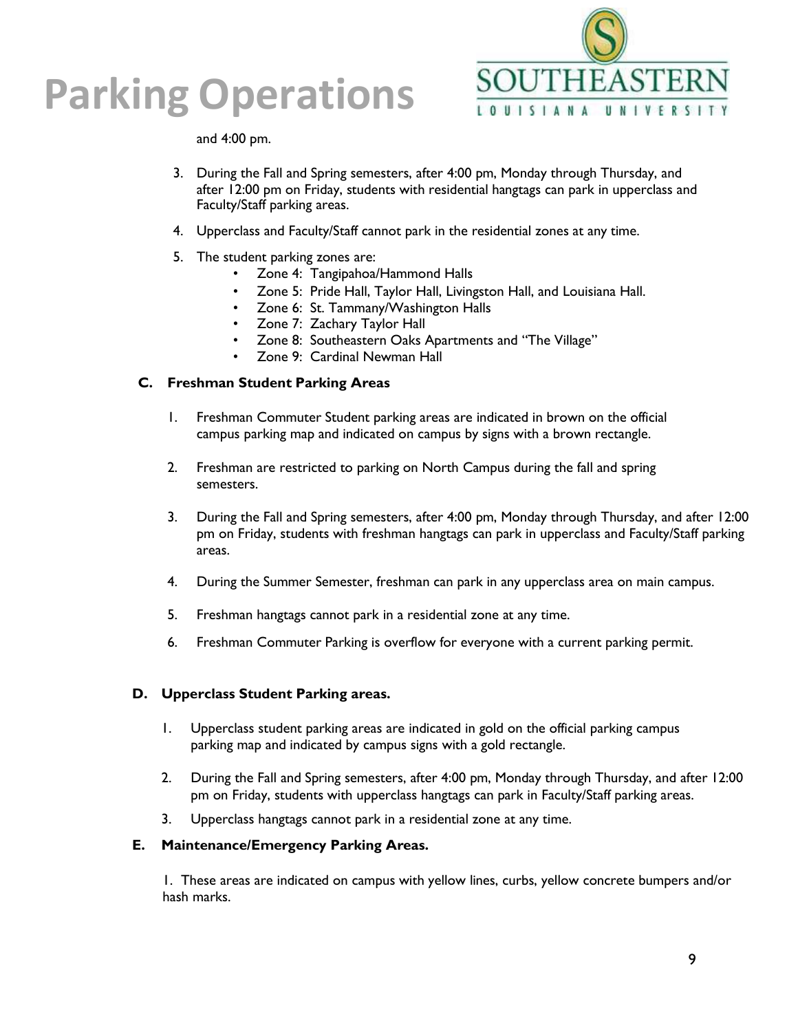and 4:00 pm.

3. During the Fall and Spring semesters, after 4:00 pm, Monday through Thursday, and after 12:00 pm on Friday, students with residential hangtags can park in upperclass and Faculty/Staff parking areas.
4. Upperclass and Faculty/Staff cannot park in the residential zones at any time.
5. The student parking zones are:
   - Zone 4: Tangipahoa/Hammond Halls
   - Zone 5: Pride Hall, Taylor Hall, Livingston Hall, and Louisiana Hall.
   - Zone 6: St. Tammany/Washington Halls
   - Zone 7: Zachary Taylor Hall
   - Zone 8: Southeastern Oaks Apartments and "The Village"
   - Zone 9: Cardinal Newman Hall

### C. Freshman Student Parking Areas

1. Freshman Commuter Student parking areas are indicated in brown on the official campus parking map and indicated on campus by signs with a brown rectangle.
2. Freshman are restricted to parking on North Campus during the fall and spring semesters.
3. During the Fall and Spring semesters, after 4:00 pm, Monday through Thursday, and after 12:00 pm on Friday, students with freshman hangtags can park in upperclass and Faculty/Staff parking areas.
4. During the Summer Semester, freshman can park in any upperclass area on main campus.
5. Freshman hangtags cannot park in a residential zone at any time.
6. Freshman Commuter Parking is overflow for everyone with a current parking permit.

### D. Upperclass Student Parking areas.

1. Upperclass student parking areas are indicated in gold on the official parking campus parking map and indicated by campus signs with a gold rectangle.
2. During the Fall and Spring semesters, after 4:00 pm, Monday through Thursday, and after 12:00 pm on Friday, students with upperclass hangtags can park in Faculty/Staff parking areas.
3. Upperclass hangtags cannot park in a residential zone at any time.

### E. Maintenance/Emergency Parking Areas.

1. These areas are indicated on campus with yellow lines, curbs, yellow concrete bumpers and/or hash marks.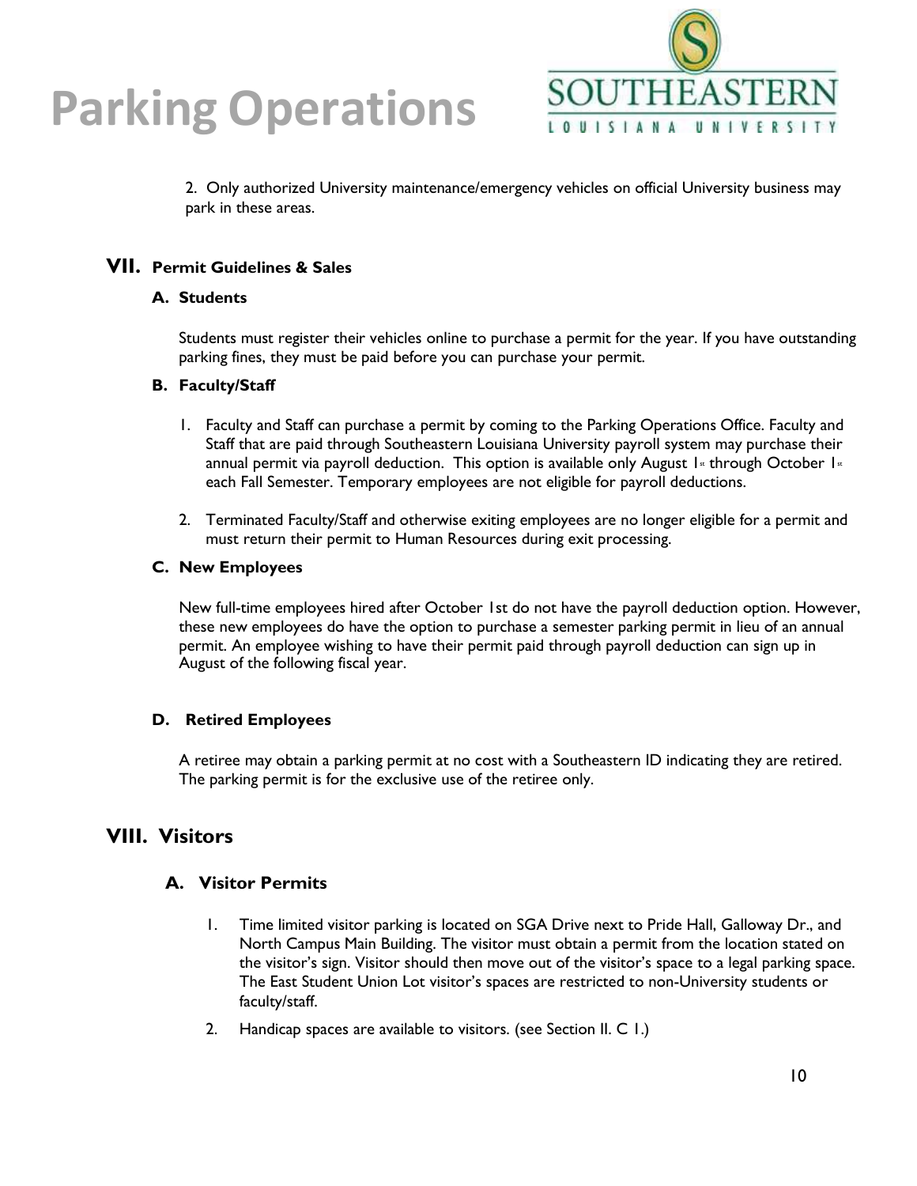2. Only authorized University maintenance/emergency vehicles on official University business may park in these areas.

## VII. Permit Guidelines & Sales

### A. Students

Students must register their vehicles online to purchase a permit for the year. If you have outstanding parking fines, they must be paid before you can purchase your permit.

### B. Faculty/Staff

1. Faculty and Staff can purchase a permit by coming to the Parking Operations Office. Faculty and Staff that are paid through Southeastern Louisiana University payroll system may purchase their annual permit via payroll deduction. This option is available only August 1st through October 1st each Fall Semester. Temporary employees are not eligible for payroll deductions.

2. Terminated Faculty/Staff and otherwise exiting employees are no longer eligible for a permit and must return their permit to Human Resources during exit processing.

### C. New Employees

New full-time employees hired after October 1st do not have the payroll deduction option. However, these new employees do have the option to purchase a semester parking permit in lieu of an annual permit. An employee wishing to have their permit paid through payroll deduction can sign up in August of the following fiscal year.

### D. Retired Employees

A retiree may obtain a parking permit at no cost with a Southeastern ID indicating they are retired. The parking permit is for the exclusive use of the retiree only.

## VIII. Visitors

### A. Visitor Permits

1. Time limited visitor parking is located on SGA Drive next to Pride Hall, Galloway Dr., and North Campus Main Building. The visitor must obtain a permit from the location stated on the visitor's sign. Visitor should then move out of the visitor's space to a legal parking space. The East Student Union Lot visitor's spaces are restricted to non-University students or faculty/staff.

2. Handicap spaces are available to visitors. (see Section II. C 1.)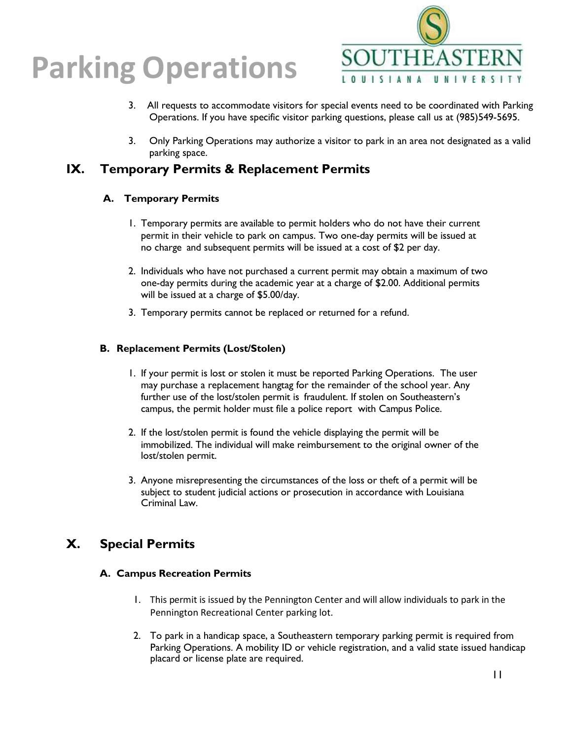3. All requests to accommodate visitors for special events need to be coordinated with Parking Operations. If you have specific visitor parking questions, please call us at (985)549-5695.

3. Only Parking Operations may authorize a visitor to park in an area not designated as a valid parking space.

## IX. Temporary Permits & Replacement Permits

### A. Temporary Permits

1. Temporary permits are available to permit holders who do not have their current permit in their vehicle to park on campus. Two one-day permits will be issued at no charge and subsequent permits will be issued at a cost of $2 per day.

2. Individuals who have not purchased a current permit may obtain a maximum of two one-day permits during the academic year at a charge of $2.00. Additional permits will be issued at a charge of $5.00/day.

3. Temporary permits cannot be replaced or returned for a refund.

### B. Replacement Permits (Lost/Stolen)

1. If your permit is lost or stolen it must be reported Parking Operations. The user may purchase a replacement hangtag for the remainder of the school year. Any further use of the lost/stolen permit is fraudulent. If stolen on Southeastern's campus, the permit holder must file a police report with Campus Police.

2. If the lost/stolen permit is found the vehicle displaying the permit will be immobilized. The individual will make reimbursement to the original owner of the lost/stolen permit.

3. Anyone misrepresenting the circumstances of the loss or theft of a permit will be subject to student judicial actions or prosecution in accordance with Louisiana Criminal Law.

## X. Special Permits

### A. Campus Recreation Permits

1. This permit is issued by the Pennington Center and will allow individuals to park in the Pennington Recreational Center parking lot.

2. To park in a handicap space, a Southeastern temporary parking permit is required from Parking Operations. A mobility ID or vehicle registration, and a valid state issued handicap placard or license plate are required.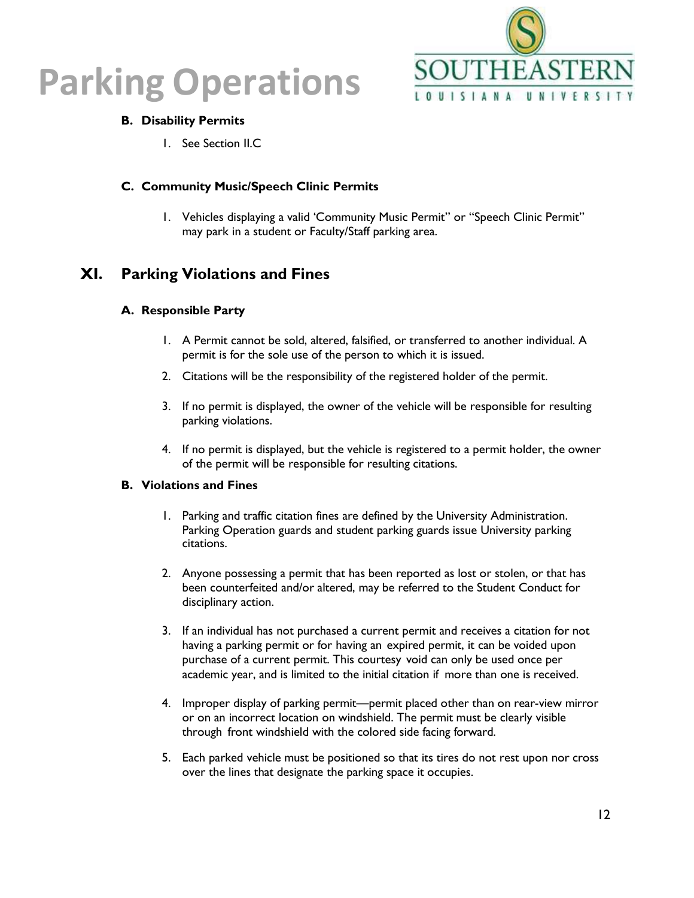### B. Disability Permits

1. See Section II.C

### C. Community Music/Speech Clinic Permits

1. Vehicles displaying a valid 'Community Music Permit" or "Speech Clinic Permit" may park in a student or Faculty/Staff parking area.

## XI. Parking Violations and Fines

### A. Responsible Party

1. A Permit cannot be sold, altered, falsified, or transferred to another individual. A permit is for the sole use of the person to which it is issued.
2. Citations will be the responsibility of the registered holder of the permit.
3. If no permit is displayed, the owner of the vehicle will be responsible for resulting parking violations.
4. If no permit is displayed, but the vehicle is registered to a permit holder, the owner of the permit will be responsible for resulting citations.

### B. Violations and Fines

1. Parking and traffic citation fines are defined by the University Administration. Parking Operation guards and student parking guards issue University parking citations.
2. Anyone possessing a permit that has been reported as lost or stolen, or that has been counterfeited and/or altered, may be referred to the Student Conduct for disciplinary action.
3. If an individual has not purchased a current permit and receives a citation for not having a parking permit or for having an expired permit, it can be voided upon purchase of a current permit. This courtesy void can only be used once per academic year, and is limited to the initial citation if more than one is received.
4. Improper display of parking permit—permit placed other than on rear-view mirror or on an incorrect location on windshield. The permit must be clearly visible through front windshield with the colored side facing forward.
5. Each parked vehicle must be positioned so that its tires do not rest upon nor cross over the lines that designate the parking space it occupies.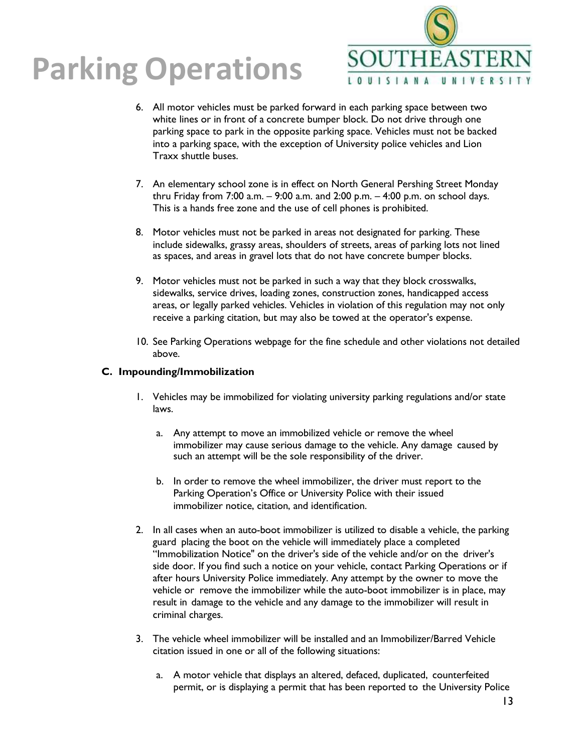6. All motor vehicles must be parked forward in each parking space between two white lines or in front of a concrete bumper block. Do not drive through one parking space to park in the opposite parking space. Vehicles must not be backed into a parking space, with the exception of University police vehicles and Lion Traxx shuttle buses.

7. An elementary school zone is in effect on North General Pershing Street Monday thru Friday from 7:00 a.m. – 9:00 a.m. and 2:00 p.m. – 4:00 p.m. on school days. This is a hands free zone and the use of cell phones is prohibited.

8. Motor vehicles must not be parked in areas not designated for parking. These include sidewalks, grassy areas, shoulders of streets, areas of parking lots not lined as spaces, and areas in gravel lots that do not have concrete bumper blocks.

9. Motor vehicles must not be parked in such a way that they block crosswalks, sidewalks, service drives, loading zones, construction zones, handicapped access areas, or legally parked vehicles. Vehicles in violation of this regulation may not only receive a parking citation, but may also be towed at the operator's expense.

10. See Parking Operations webpage for the fine schedule and other violations not detailed above.

### C. Impounding/Immobilization

1. Vehicles may be immobilized for violating university parking regulations and/or state laws.

   a. Any attempt to move an immobilized vehicle or remove the wheel immobilizer may cause serious damage to the vehicle. Any damage caused by such an attempt will be the sole responsibility of the driver.

   b. In order to remove the wheel immobilizer, the driver must report to the Parking Operation's Office or University Police with their issued immobilizer notice, citation, and identification.

2. In all cases when an auto-boot immobilizer is utilized to disable a vehicle, the parking guard placing the boot on the vehicle will immediately place a completed "Immobilization Notice" on the driver's side of the vehicle and/or on the driver's side door. If you find such a notice on your vehicle, contact Parking Operations or if after hours University Police immediately. Any attempt by the owner to move the vehicle or remove the immobilizer while the auto-boot immobilizer is in place, may result in damage to the vehicle and any damage to the immobilizer will result in criminal charges.

3. The vehicle wheel immobilizer will be installed and an Immobilizer/Barred Vehicle citation issued in one or all of the following situations:

   a. A motor vehicle that displays an altered, defaced, duplicated, counterfeited permit, or is displaying a permit that has been reported to the University Police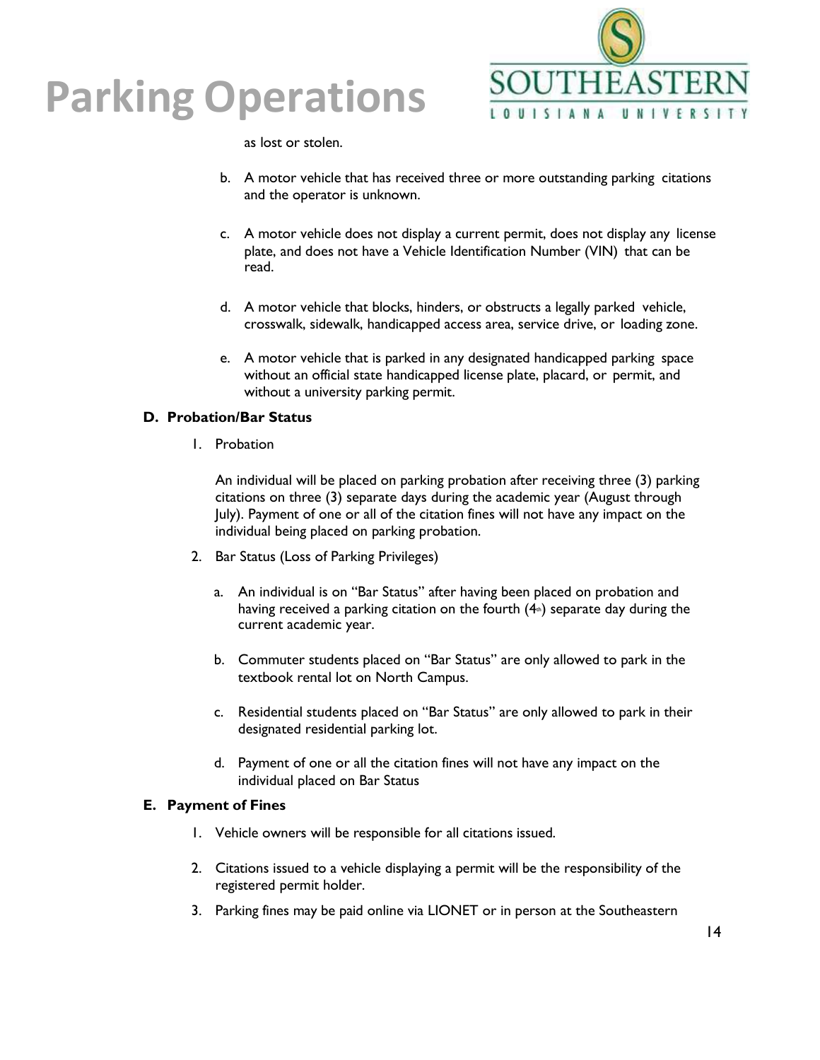as lost or stolen.

b. A motor vehicle that has received three or more outstanding parking citations and the operator is unknown.

c. A motor vehicle does not display a current permit, does not display any license plate, and does not have a Vehicle Identification Number (VIN) that can be read.

d. A motor vehicle that blocks, hinders, or obstructs a legally parked vehicle, crosswalk, sidewalk, handicapped access area, service drive, or loading zone.

e. A motor vehicle that is parked in any designated handicapped parking space without an official state handicapped license plate, placard, or permit, and without a university parking permit.

### D. Probation/Bar Status

1. Probation

   An individual will be placed on parking probation after receiving three (3) parking citations on three (3) separate days during the academic year (August through July). Payment of one or all of the citation fines will not have any impact on the individual being placed on parking probation.

2. Bar Status (Loss of Parking Privileges)

   a. An individual is on "Bar Status" after having been placed on probation and having received a parking citation on the fourth (4th) separate day during the current academic year.

   b. Commuter students placed on "Bar Status" are only allowed to park in the textbook rental lot on North Campus.

   c. Residential students placed on "Bar Status" are only allowed to park in their designated residential parking lot.

   d. Payment of one or all the citation fines will not have any impact on the individual placed on Bar Status

### E. Payment of Fines

1. Vehicle owners will be responsible for all citations issued.

2. Citations issued to a vehicle displaying a permit will be the responsibility of the registered permit holder.

3. Parking fines may be paid online via LIONET or in person at the Southeastern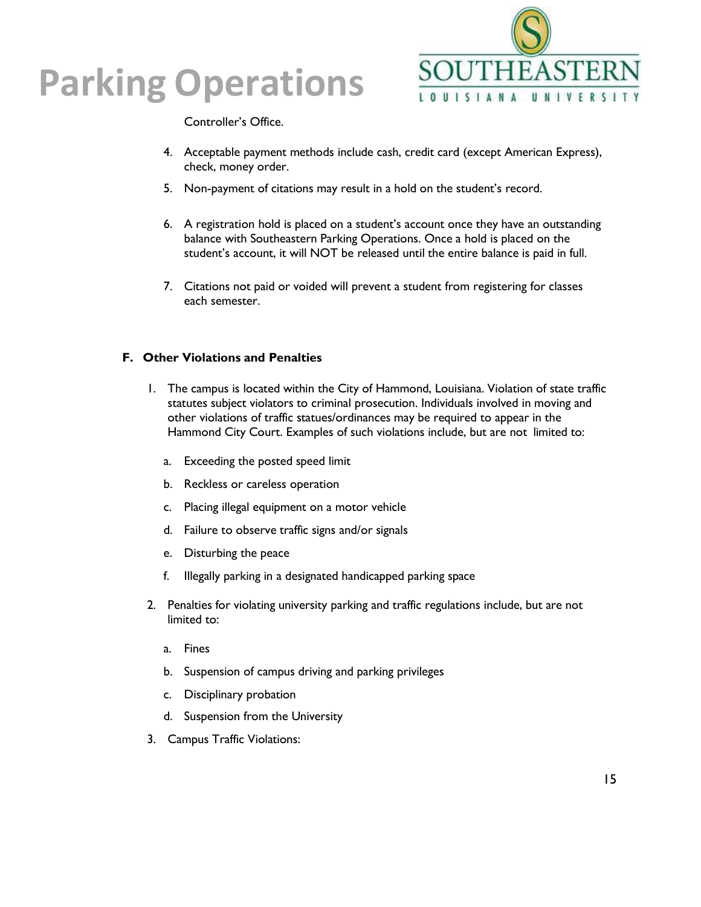Controller's Office.

4. Acceptable payment methods include cash, credit card (except American Express), check, money order.
5. Non-payment of citations may result in a hold on the student's record.
6. A registration hold is placed on a student's account once they have an outstanding balance with Southeastern Parking Operations. Once a hold is placed on the student's account, it will NOT be released until the entire balance is paid in full.
7. Citations not paid or voided will prevent a student from registering for classes each semester.

### F. Other Violations and Penalties

1. The campus is located within the City of Hammond, Louisiana. Violation of state traffic statutes subject violators to criminal prosecution. Individuals involved in moving and other violations of traffic statues/ordinances may be required to appear in the Hammond City Court. Examples of such violations include, but are not limited to:
   a. Exceeding the posted speed limit
   b. Reckless or careless operation
   c. Placing illegal equipment on a motor vehicle
   d. Failure to observe traffic signs and/or signals
   e. Disturbing the peace
   f. Illegally parking in a designated handicapped parking space
2. Penalties for violating university parking and traffic regulations include, but are not limited to:
   a. Fines
   b. Suspension of campus driving and parking privileges
   c. Disciplinary probation
   d. Suspension from the University
3. Campus Traffic Violations: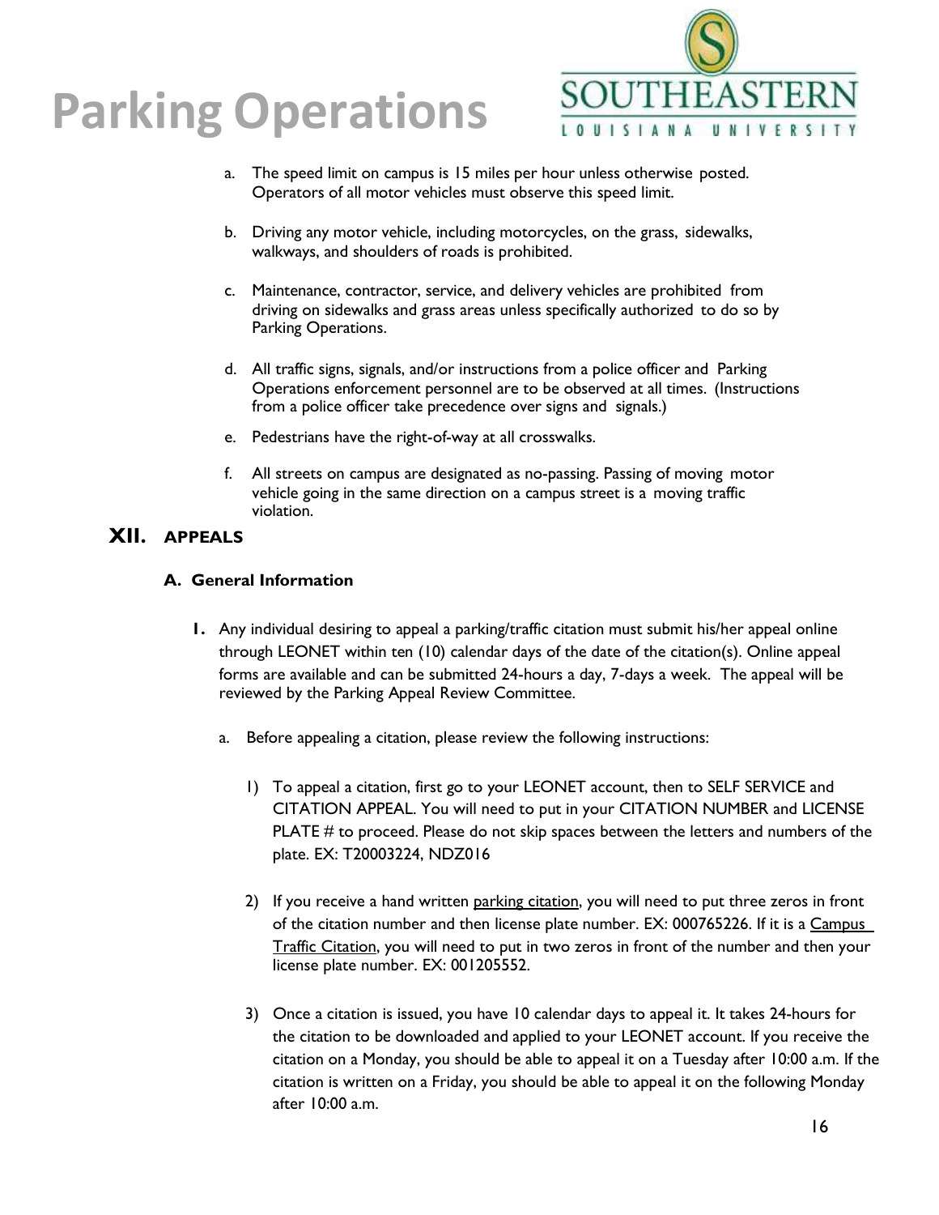a. The speed limit on campus is 15 miles per hour unless otherwise posted. Operators of all motor vehicles must observe this speed limit.

b. Driving any motor vehicle, including motorcycles, on the grass, sidewalks, walkways, and shoulders of roads is prohibited.

c. Maintenance, contractor, service, and delivery vehicles are prohibited from driving on sidewalks and grass areas unless specifically authorized to do so by Parking Operations.

d. All traffic signs, signals, and/or instructions from a police officer and Parking Operations enforcement personnel are to be observed at all times. (Instructions from a police officer take precedence over signs and signals.)

e. Pedestrians have the right-of-way at all crosswalks.

f. All streets on campus are designated as no-passing. Passing of moving motor vehicle going in the same direction on a campus street is a moving traffic violation.

## XII. APPEALS

### A. General Information

1. Any individual desiring to appeal a parking/traffic citation must submit his/her appeal online through LEONET within ten (10) calendar days of the date of the citation(s). Online appeal forms are available and can be submitted 24-hours a day, 7-days a week. The appeal will be reviewed by the Parking Appeal Review Committee.

   a. Before appealing a citation, please review the following instructions:

      1) To appeal a citation, first go to your LEONET account, then to SELF SERVICE and CITATION APPEAL. You will need to put in your CITATION NUMBER and LICENSE PLATE # to proceed. Please do not skip spaces between the letters and numbers of the plate. EX: T20003224, NDZ016

      2) If you receive a hand written parking citation, you will need to put three zeros in front of the citation number and then license plate number. EX: 000765226. If it is a Campus Traffic Citation, you will need to put in two zeros in front of the number and then your license plate number. EX: 001205552.

      3) Once a citation is issued, you have 10 calendar days to appeal it. It takes 24-hours for the citation to be downloaded and applied to your LEONET account. If you receive the citation on a Monday, you should be able to appeal it on a Tuesday after 10:00 a.m. If the citation is written on a Friday, you should be able to appeal it on the following Monday after 10:00 a.m.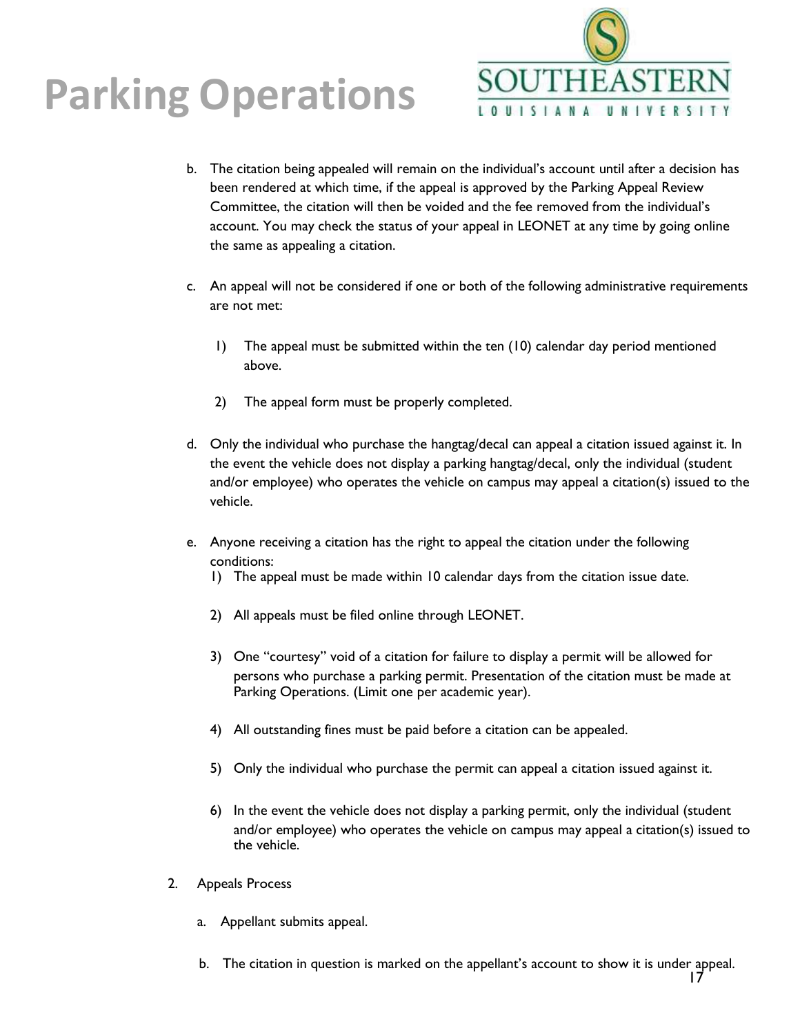b. The citation being appealed will remain on the individual's account until after a decision has been rendered at which time, if the appeal is approved by the Parking Appeal Review Committee, the citation will then be voided and the fee removed from the individual's account. You may check the status of your appeal in LEONET at any time by going online the same as appealing a citation.

c. An appeal will not be considered if one or both of the following administrative requirements are not met:

   1) The appeal must be submitted within the ten (10) calendar day period mentioned above.

   2) The appeal form must be properly completed.

d. Only the individual who purchase the hangtag/decal can appeal a citation issued against it. In the event the vehicle does not display a parking hangtag/decal, only the individual (student and/or employee) who operates the vehicle on campus may appeal a citation(s) issued to the vehicle.

e. Anyone receiving a citation has the right to appeal the citation under the following conditions:

   1) The appeal must be made within 10 calendar days from the citation issue date.

   2) All appeals must be filed online through LEONET.

   3) One "courtesy" void of a citation for failure to display a permit will be allowed for persons who purchase a parking permit. Presentation of the citation must be made at Parking Operations. (Limit one per academic year).

   4) All outstanding fines must be paid before a citation can be appealed.

   5) Only the individual who purchase the permit can appeal a citation issued against it.

   6) In the event the vehicle does not display a parking permit, only the individual (student and/or employee) who operates the vehicle on campus may appeal a citation(s) issued to the vehicle.

2. Appeals Process

   a. Appellant submits appeal.

   b. The citation in question is marked on the appellant's account to show it is under appeal.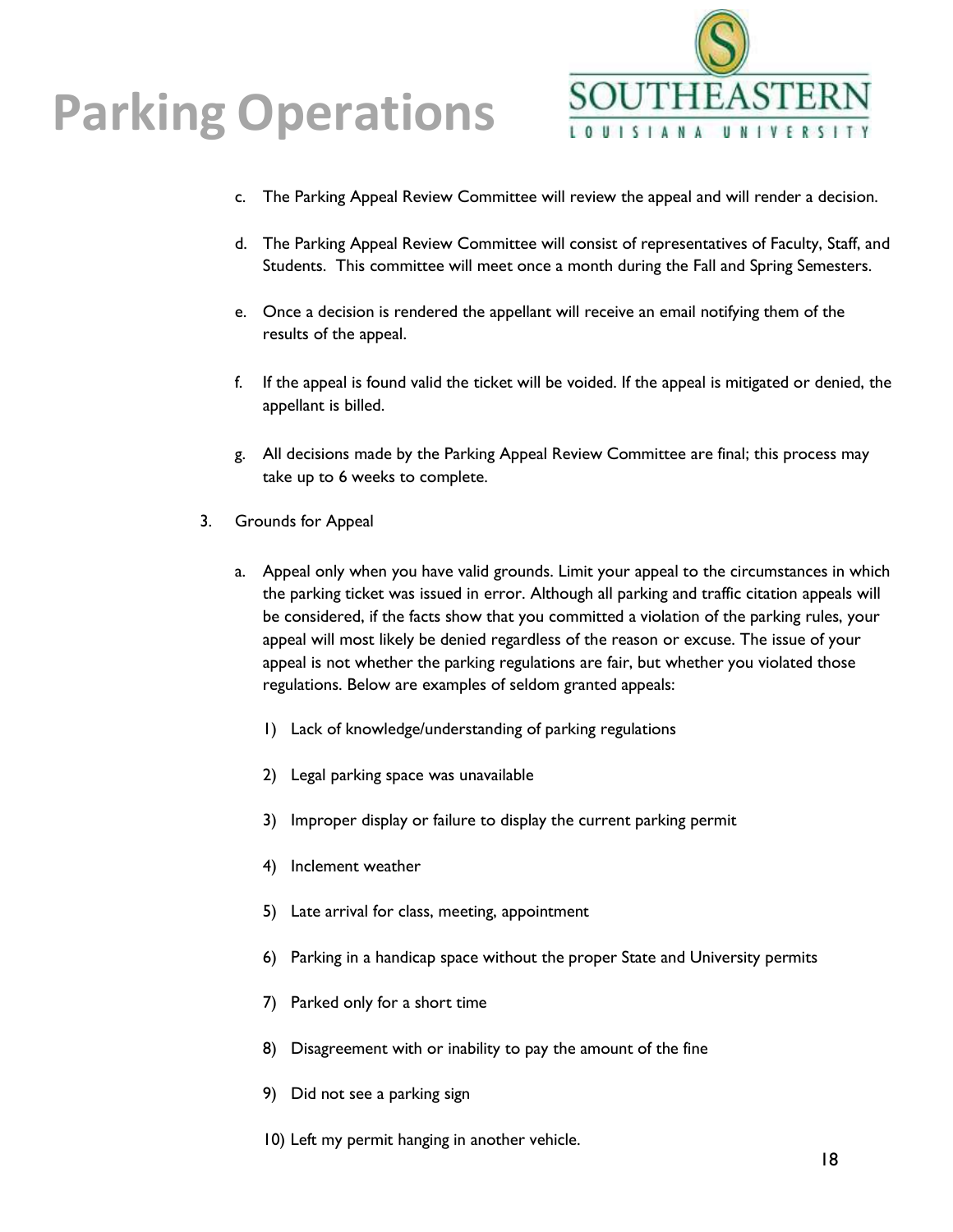c. The Parking Appeal Review Committee will review the appeal and will render a decision.

d. The Parking Appeal Review Committee will consist of representatives of Faculty, Staff, and Students. This committee will meet once a month during the Fall and Spring Semesters.

e. Once a decision is rendered the appellant will receive an email notifying them of the results of the appeal.

f. If the appeal is found valid the ticket will be voided. If the appeal is mitigated or denied, the appellant is billed.

g. All decisions made by the Parking Appeal Review Committee are final; this process may take up to 6 weeks to complete.

3. Grounds for Appeal

   a. Appeal only when you have valid grounds. Limit your appeal to the circumstances in which the parking ticket was issued in error. Although all parking and traffic citation appeals will be considered, if the facts show that you committed a violation of the parking rules, your appeal will most likely be denied regardless of the reason or excuse. The issue of your appeal is not whether the parking regulations are fair, but whether you violated those regulations. Below are examples of seldom granted appeals:

      1) Lack of knowledge/understanding of parking regulations

      2) Legal parking space was unavailable

      3) Improper display or failure to display the current parking permit

      4) Inclement weather

      5) Late arrival for class, meeting, appointment

      6) Parking in a handicap space without the proper State and University permits

      7) Parked only for a short time

      8) Disagreement with or inability to pay the amount of the fine

      9) Did not see a parking sign

      10) Left my permit hanging in another vehicle.